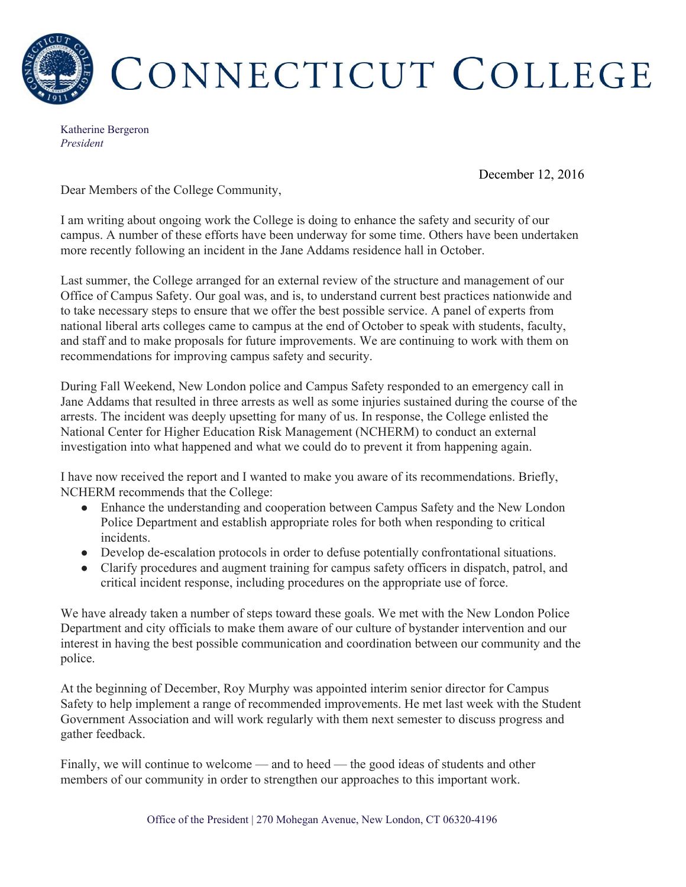# CONNECTICUT COLLEGE

Katherine Bergeron
*President*

December 12, 2016

Dear Members of the College Community,

I am writing about ongoing work the College is doing to enhance the safety and security of our campus. A number of these efforts have been underway for some time. Others have been undertaken more recently following an incident in the Jane Addams residence hall in October.

Last summer, the College arranged for an external review of the structure and management of our Office of Campus Safety. Our goal was, and is, to understand current best practices nationwide and to take necessary steps to ensure that we offer the best possible service. A panel of experts from national liberal arts colleges came to campus at the end of October to speak with students, faculty, and staff and to make proposals for future improvements. We are continuing to work with them on recommendations for improving campus safety and security.

During Fall Weekend, New London police and Campus Safety responded to an emergency call in Jane Addams that resulted in three arrests as well as some injuries sustained during the course of the arrests. The incident was deeply upsetting for many of us. In response, the College enlisted the National Center for Higher Education Risk Management (NCHERM) to conduct an external investigation into what happened and what we could do to prevent it from happening again.

I have now received the report and I wanted to make you aware of its recommendations. Briefly, NCHERM recommends that the College:

- Enhance the understanding and cooperation between Campus Safety and the New London Police Department and establish appropriate roles for both when responding to critical incidents.
- Develop de-escalation protocols in order to defuse potentially confrontational situations.
- Clarify procedures and augment training for campus safety officers in dispatch, patrol, and critical incident response, including procedures on the appropriate use of force.

We have already taken a number of steps toward these goals. We met with the New London Police Department and city officials to make them aware of our culture of bystander intervention and our interest in having the best possible communication and coordination between our community and the police.

At the beginning of December, Roy Murphy was appointed interim senior director for Campus Safety to help implement a range of recommended improvements. He met last week with the Student Government Association and will work regularly with them next semester to discuss progress and gather feedback.

Finally, we will continue to welcome — and to heed — the good ideas of students and other members of our community in order to strengthen our approaches to this important work.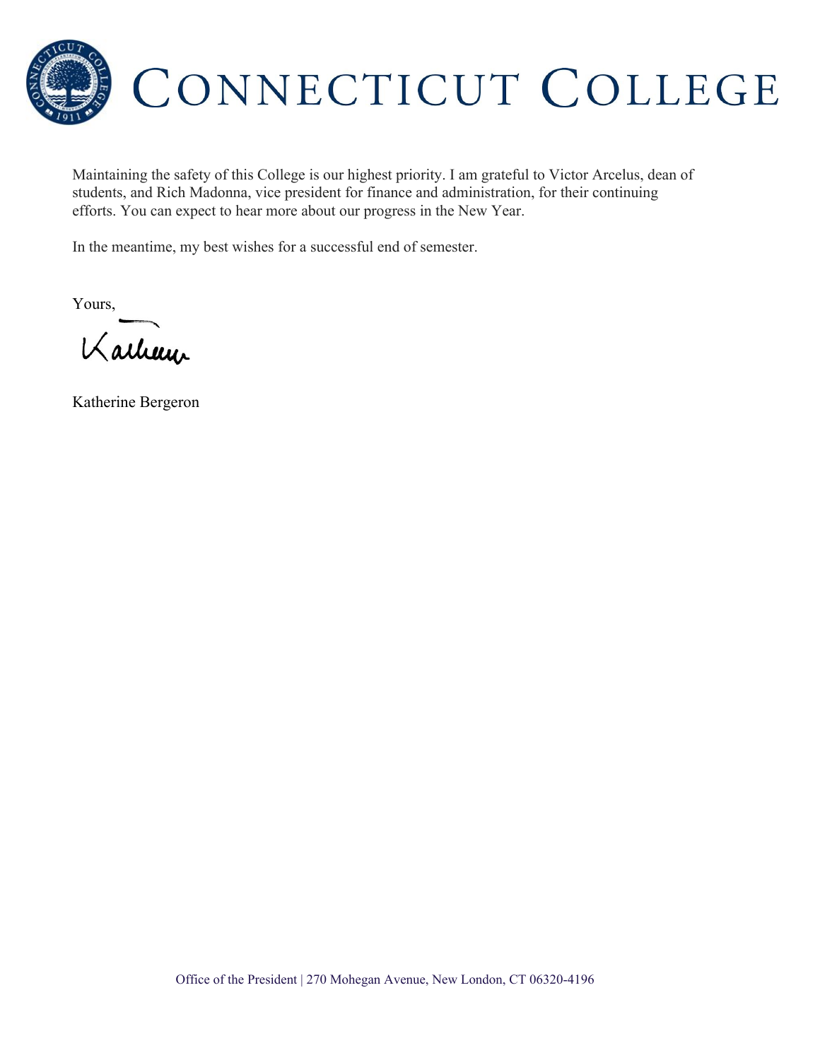Maintaining the safety of this College is our highest priority. I am grateful to Victor Arcelus, dean of students, and Rich Madonna, vice president for finance and administration, for their continuing efforts. You can expect to hear more about our progress in the New Year.

In the meantime, my best wishes for a successful end of semester.

Yours,

Katherine

Katherine Bergeron